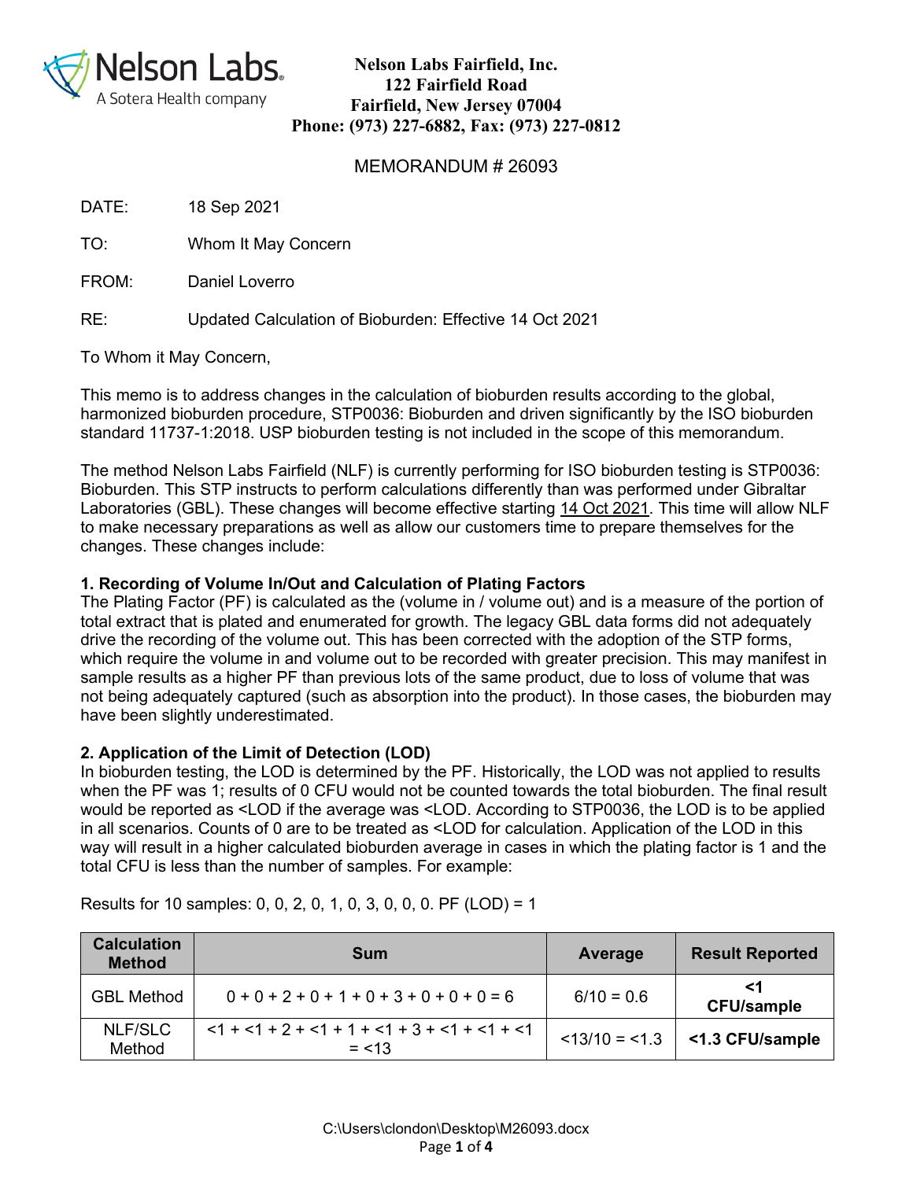**Nelson Labs Fairfield, Inc.**
**122 Fairfield Road**
**Fairfield, New Jersey 07004**
**Phone: (973) 227-6882, Fax: (973) 227-0812**

MEMORANDUM # 26093

DATE: 18 Sep 2021

TO: Whom It May Concern

FROM: Daniel Loverro

RE: Updated Calculation of Bioburden: Effective 14 Oct 2021

To Whom it May Concern,

This memo is to address changes in the calculation of bioburden results according to the global, harmonized bioburden procedure, STP0036: Bioburden and driven significantly by the ISO bioburden standard 11737-1:2018. USP bioburden testing is not included in the scope of this memorandum.

The method Nelson Labs Fairfield (NLF) is currently performing for ISO bioburden testing is STP0036: Bioburden. This STP instructs to perform calculations differently than was performed under Gibraltar Laboratories (GBL). These changes will become effective starting 14 Oct 2021. This time will allow NLF to make necessary preparations as well as allow our customers time to prepare themselves for the changes. These changes include:

**1. Recording of Volume In/Out and Calculation of Plating Factors**

The Plating Factor (PF) is calculated as the (volume in / volume out) and is a measure of the portion of total extract that is plated and enumerated for growth. The legacy GBL data forms did not adequately drive the recording of the volume out. This has been corrected with the adoption of the STP forms, which require the volume in and volume out to be recorded with greater precision. This may manifest in sample results as a higher PF than previous lots of the same product, due to loss of volume that was not being adequately captured (such as absorption into the product). In those cases, the bioburden may have been slightly underestimated.

**2. Application of the Limit of Detection (LOD)**

In bioburden testing, the LOD is determined by the PF. Historically, the LOD was not applied to results when the PF was 1; results of 0 CFU would not be counted towards the total bioburden. The final result would be reported as <LOD if the average was <LOD. According to STP0036, the LOD is to be applied in all scenarios. Counts of 0 are to be treated as <LOD for calculation. Application of the LOD in this way will result in a higher calculated bioburden average in cases in which the plating factor is 1 and the total CFU is less than the number of samples. For example:

Results for 10 samples: 0, 0, 2, 0, 1, 0, 3, 0, 0, 0. PF (LOD) = 1

| Calculation Method | Sum | Average | Result Reported |
|---|---|---|---|
| GBL Method | 0 + 0 + 2 + 0 + 1 + 0 + 3 + 0 + 0 + 0 = 6 | 6/10 = 0.6 | **<1 CFU/sample** |
| NLF/SLC Method | <1 + <1 + 2 + <1 + 1 + <1 + 3 + <1 + <1 + <1 = <13 | <13/10 = <1.3 | **<1.3 CFU/sample** |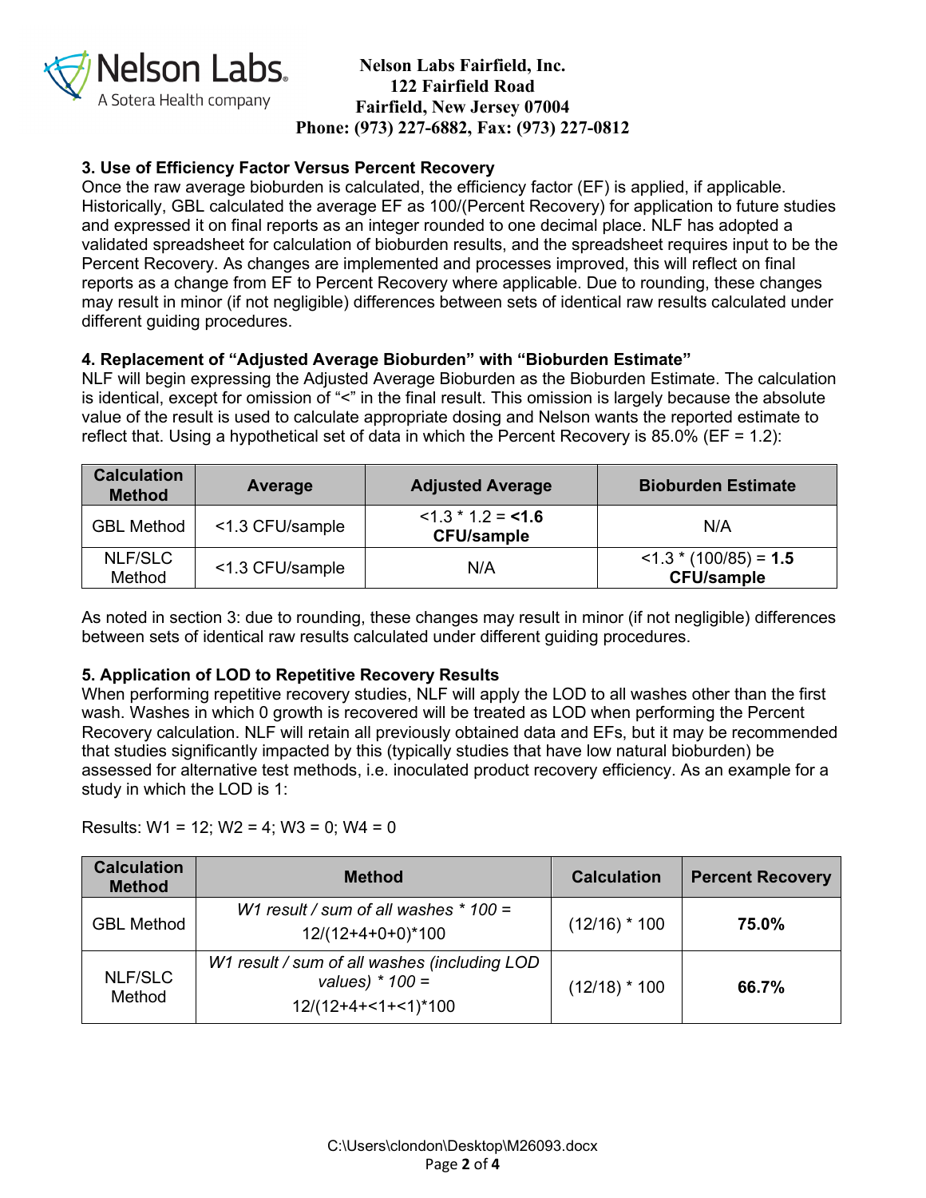### 3. Use of Efficiency Factor Versus Percent Recovery

Once the raw average bioburden is calculated, the efficiency factor (EF) is applied, if applicable. Historically, GBL calculated the average EF as 100/(Percent Recovery) for application to future studies and expressed it on final reports as an integer rounded to one decimal place. NLF has adopted a validated spreadsheet for calculation of bioburden results, and the spreadsheet requires input to be the Percent Recovery. As changes are implemented and processes improved, this will reflect on final reports as a change from EF to Percent Recovery where applicable. Due to rounding, these changes may result in minor (if not negligible) differences between sets of identical raw results calculated under different guiding procedures.

### 4. Replacement of "Adjusted Average Bioburden" with "Bioburden Estimate"

NLF will begin expressing the Adjusted Average Bioburden as the Bioburden Estimate. The calculation is identical, except for omission of "<" in the final result. This omission is largely because the absolute value of the result is used to calculate appropriate dosing and Nelson wants the reported estimate to reflect that. Using a hypothetical set of data in which the Percent Recovery is 85.0% (EF = 1.2):

| Calculation Method | Average | Adjusted Average | Bioburden Estimate |
|---|---|---|---|
| GBL Method | <1.3 CFU/sample | <1.3 * 1.2 = **<1.6 CFU/sample** | N/A |
| NLF/SLC Method | <1.3 CFU/sample | N/A | <1.3 * (100/85) = **1.5 CFU/sample** |

As noted in section 3: due to rounding, these changes may result in minor (if not negligible) differences between sets of identical raw results calculated under different guiding procedures.

### 5. Application of LOD to Repetitive Recovery Results

When performing repetitive recovery studies, NLF will apply the LOD to all washes other than the first wash. Washes in which 0 growth is recovered will be treated as LOD when performing the Percent Recovery calculation. NLF will retain all previously obtained data and EFs, but it may be recommended that studies significantly impacted by this (typically studies that have low natural bioburden) be assessed for alternative test methods, i.e. inoculated product recovery efficiency. As an example for a study in which the LOD is 1:

Results: W1 = 12; W2 = 4; W3 = 0; W4 = 0

| Calculation Method | Method | Calculation | Percent Recovery |
|---|---|---|---|
| GBL Method | *W1 result / sum of all washes * 100 =* 12/(12+4+0+0)*100 | (12/16) * 100 | **75.0%** |
| NLF/SLC Method | *W1 result / sum of all washes (including LOD values) * 100 =* 12/(12+4+<1+<1)*100 | (12/18) * 100 | **66.7%** |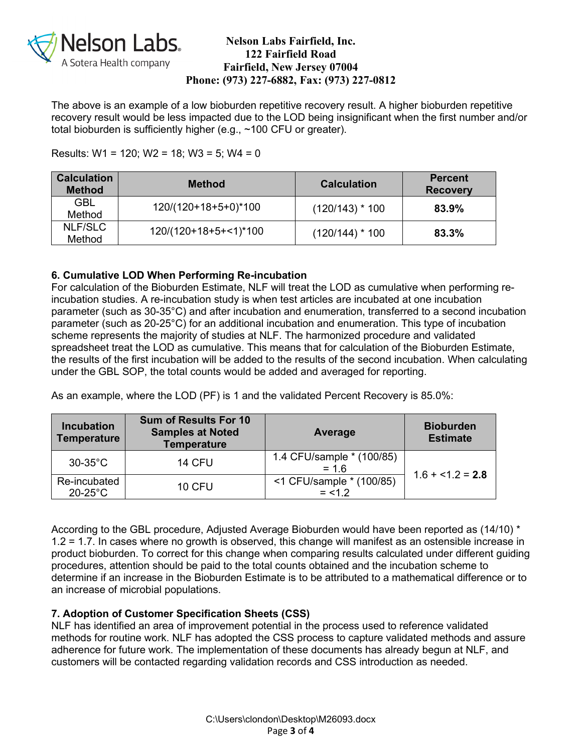The above is an example of a low bioburden repetitive recovery result. A higher bioburden repetitive recovery result would be less impacted due to the LOD being insignificant when the first number and/or total bioburden is sufficiently higher (e.g., ~100 CFU or greater).

Results: W1 = 120; W2 = 18; W3 = 5; W4 = 0

| Calculation Method | Method | Calculation | Percent Recovery |
|---|---|---|---|
| GBL Method | 120/(120+18+5+0)*100 | (120/143) * 100 | **83.9%** |
| NLF/SLC Method | 120/(120+18+5+<1)*100 | (120/144) * 100 | **83.3%** |

### 6. Cumulative LOD When Performing Re-incubation

For calculation of the Bioburden Estimate, NLF will treat the LOD as cumulative when performing re-incubation studies. A re-incubation study is when test articles are incubated at one incubation parameter (such as 30-35°C) and after incubation and enumeration, transferred to a second incubation parameter (such as 20-25°C) for an additional incubation and enumeration. This type of incubation scheme represents the majority of studies at NLF. The harmonized procedure and validated spreadsheet treat the LOD as cumulative. This means that for calculation of the Bioburden Estimate, the results of the first incubation will be added to the results of the second incubation. When calculating under the GBL SOP, the total counts would be added and averaged for reporting.

As an example, where the LOD (PF) is 1 and the validated Percent Recovery is 85.0%:

| Incubation Temperature | Sum of Results For 10 Samples at Noted Temperature | Average | Bioburden Estimate |
|---|---|---|---|
| 30-35°C | 14 CFU | 1.4 CFU/sample * (100/85) = 1.6 | 1.6 + <1.2 = **2.8** |
| Re-incubated 20-25°C | 10 CFU | <1 CFU/sample * (100/85) = <1.2 | |

According to the GBL procedure, Adjusted Average Bioburden would have been reported as (14/10) * 1.2 = 1.7. In cases where no growth is observed, this change will manifest as an ostensible increase in product bioburden. To correct for this change when comparing results calculated under different guiding procedures, attention should be paid to the total counts obtained and the incubation scheme to determine if an increase in the Bioburden Estimate is to be attributed to a mathematical difference or to an increase of microbial populations.

### 7. Adoption of Customer Specification Sheets (CSS)

NLF has identified an area of improvement potential in the process used to reference validated methods for routine work. NLF has adopted the CSS process to capture validated methods and assure adherence for future work. The implementation of these documents has already begun at NLF, and customers will be contacted regarding validation records and CSS introduction as needed.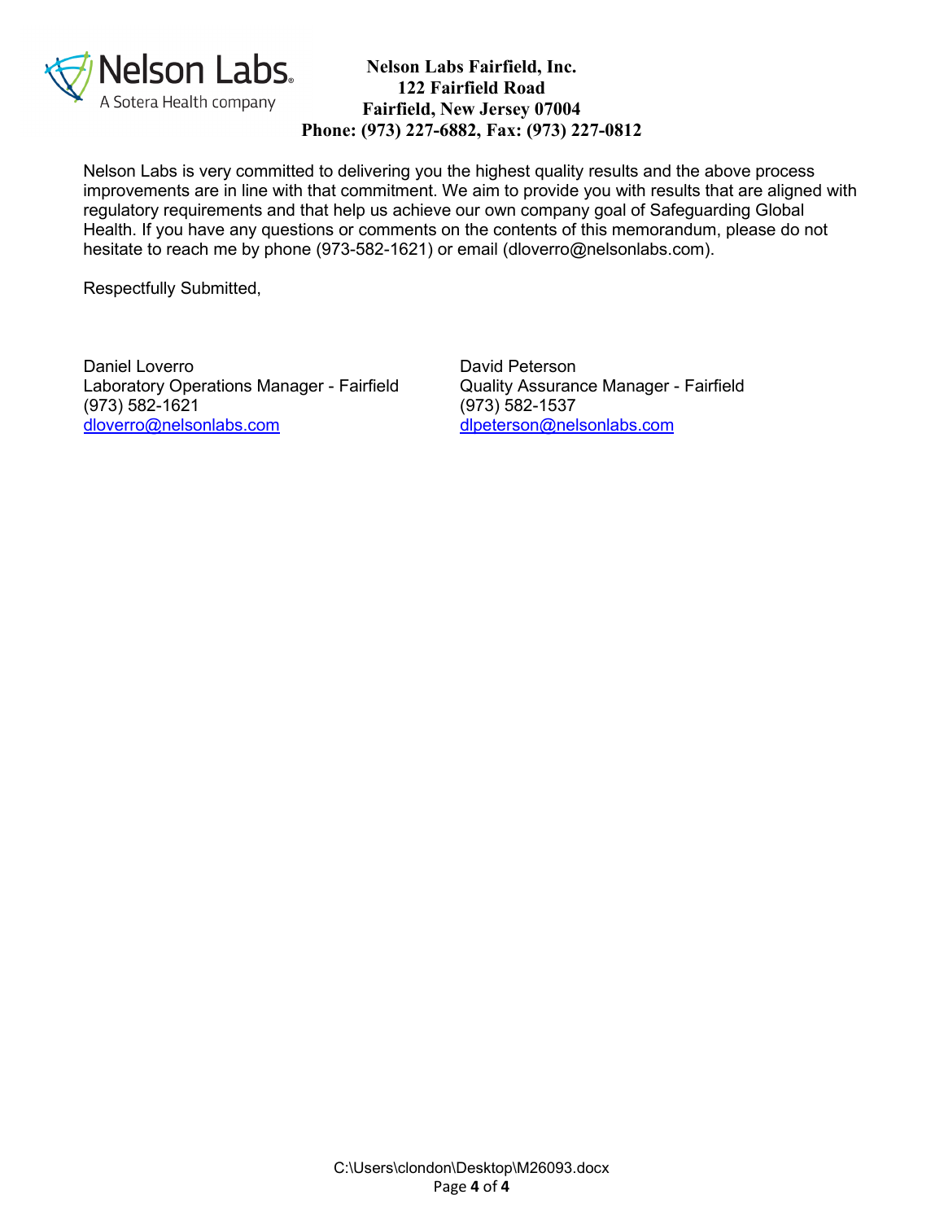Nelson Labs is very committed to delivering you the highest quality results and the above process improvements are in line with that commitment. We aim to provide you with results that are aligned with regulatory requirements and that help us achieve our own company goal of Safeguarding Global Health. If you have any questions or comments on the contents of this memorandum, please do not hesitate to reach me by phone (973-582-1621) or email (dloverro@nelsonlabs.com).

Respectfully Submitted,

Daniel Loverro
Laboratory Operations Manager - Fairfield
(973) 582-1621
dloverro@nelsonlabs.com

David Peterson
Quality Assurance Manager - Fairfield
(973) 582-1537
dlpeterson@nelsonlabs.com